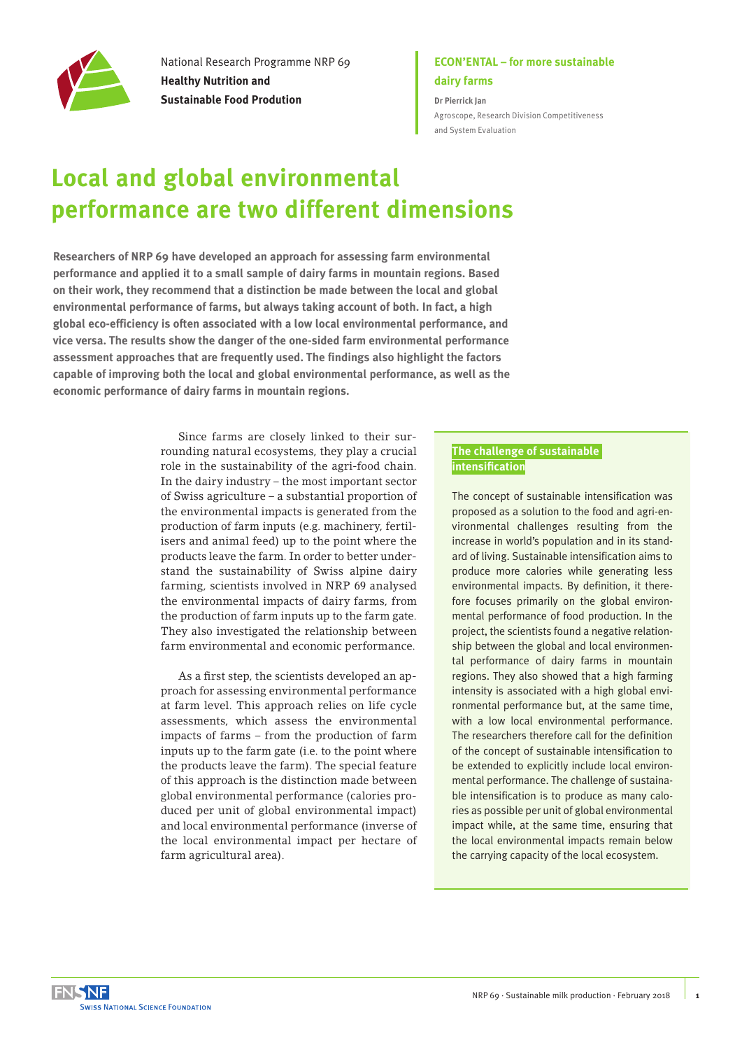National Research Programme NRP 69
**Healthy Nutrition and Sustainable Food Prodution**

**ECON'ENTAL – for more sustainable dairy farms**

**Dr Pierrick Jan**
Agroscope, Research Division Competitiveness and System Evaluation

# Local and global environmental performance are two different dimensions

**Researchers of NRP 69 have developed an approach for assessing farm environmental performance and applied it to a small sample of dairy farms in mountain regions. Based on their work, they recommend that a distinction be made between the local and global environmental performance of farms, but always taking account of both. In fact, a high global eco-efficiency is often associated with a low local environmental performance, and vice versa. The results show the danger of the one-sided farm environmental performance assessment approaches that are frequently used. The findings also highlight the factors capable of improving both the local and global environmental performance, as well as the economic performance of dairy farms in mountain regions.**

Since farms are closely linked to their surrounding natural ecosystems, they play a crucial role in the sustainability of the agri-food chain. In the dairy industry – the most important sector of Swiss agriculture – a substantial proportion of the environmental impacts is generated from the production of farm inputs (e.g. machinery, fertilisers and animal feed) up to the point where the products leave the farm. In order to better understand the sustainability of Swiss alpine dairy farming, scientists involved in NRP 69 analysed the environmental impacts of dairy farms, from the production of farm inputs up to the farm gate. They also investigated the relationship between farm environmental and economic performance.

As a first step, the scientists developed an approach for assessing environmental performance at farm level. This approach relies on life cycle assessments, which assess the environmental impacts of farms – from the production of farm inputs up to the farm gate (i.e. to the point where the products leave the farm). The special feature of this approach is the distinction made between global environmental performance (calories produced per unit of global environmental impact) and local environmental performance (inverse of the local environmental impact per hectare of farm agricultural area).

### The challenge of sustainable intensification

The concept of sustainable intensification was proposed as a solution to the food and agri-environmental challenges resulting from the increase in world's population and in its standard of living. Sustainable intensification aims to produce more calories while generating less environmental impacts. By definition, it therefore focuses primarily on the global environmental performance of food production. In the project, the scientists found a negative relationship between the global and local environmental performance of dairy farms in mountain regions. They also showed that a high farming intensity is associated with a high global environmental performance but, at the same time, with a low local environmental performance. The researchers therefore call for the definition of the concept of sustainable intensification to be extended to explicitly include local environmental performance. The challenge of sustainable intensification is to produce as many calories as possible per unit of global environmental impact while, at the same time, ensuring that the local environmental impacts remain below the carrying capacity of the local ecosystem.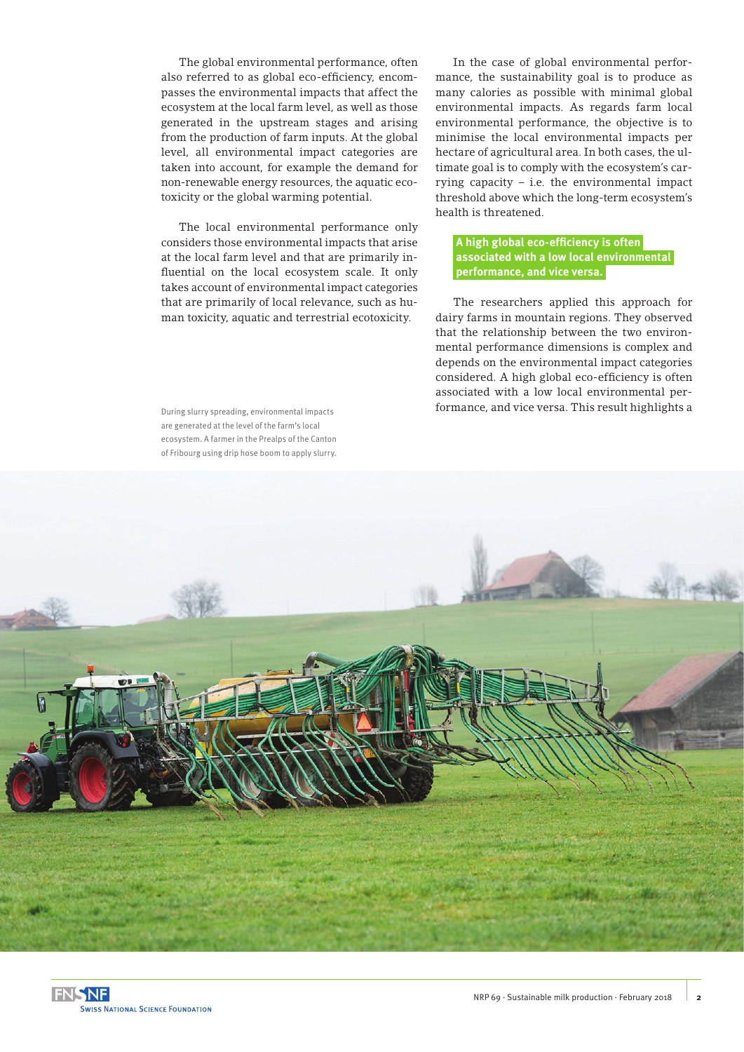The global environmental performance, often also referred to as global eco-efficiency, encompasses the environmental impacts that affect the ecosystem at the local farm level, as well as those generated in the upstream stages and arising from the production of farm inputs. At the global level, all environmental impact categories are taken into account, for example the demand for non-renewable energy resources, the aquatic ecotoxicity or the global warming potential.

The local environmental performance only considers those environmental impacts that arise at the local farm level and that are primarily influential on the local ecosystem scale. It only takes account of environmental impact categories that are primarily of local relevance, such as human toxicity, aquatic and terrestrial ecotoxicity.

During slurry spreading, environmental impacts are generated at the level of the farm's local ecosystem. A farmer in the Prealps of the Canton of Fribourg using drip hose boom to apply slurry.

In the case of global environmental performance, the sustainability goal is to produce as many calories as possible with minimal global environmental impacts. As regards farm local environmental performance, the objective is to minimise the local environmental impacts per hectare of agricultural area. In both cases, the ultimate goal is to comply with the ecosystem's carrying capacity – i.e. the environmental impact threshold above which the long-term ecosystem's health is threatened.

**A high global eco-efficiency is often associated with a low local environmental performance, and vice versa.**

The researchers applied this approach for dairy farms in mountain regions. They observed that the relationship between the two environmental performance dimensions is complex and depends on the environmental impact categories considered. A high global eco-efficiency is often associated with a low local environmental performance, and vice versa. This result highlights a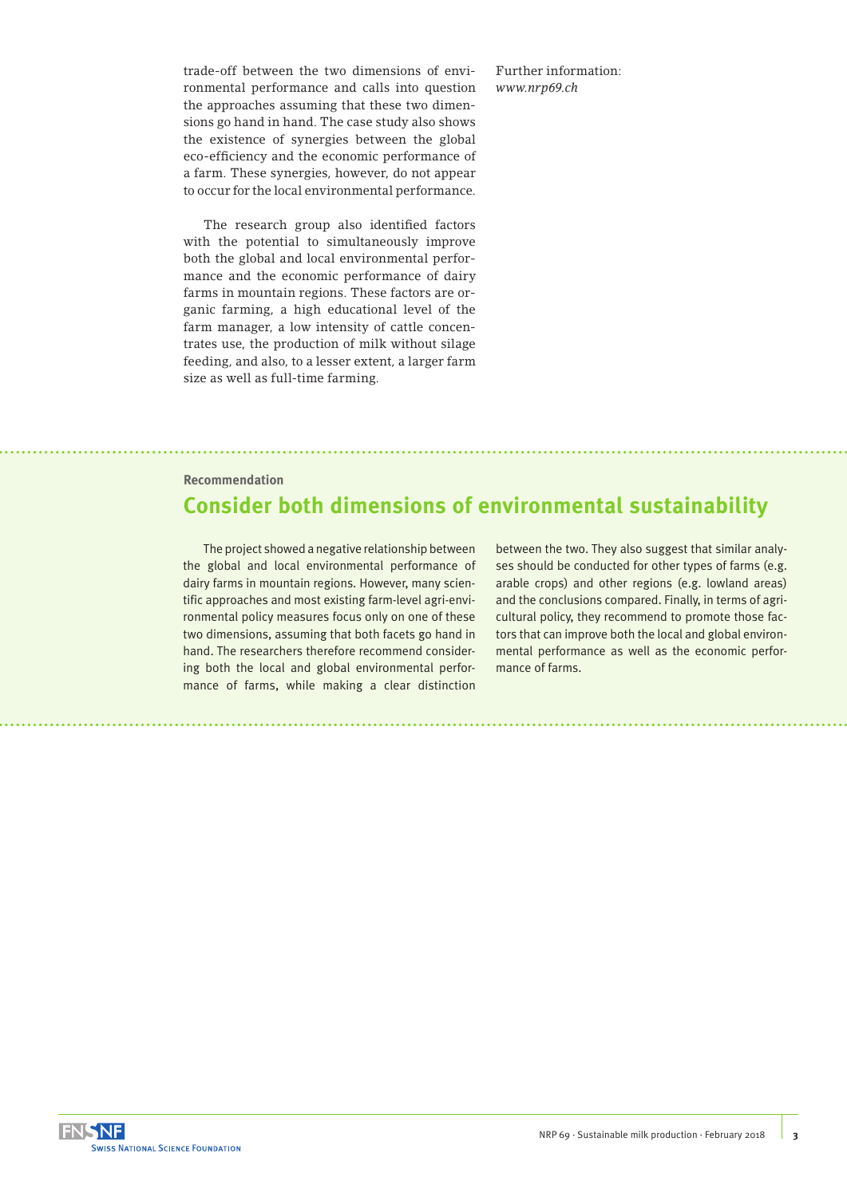trade-off between the two dimensions of environmental performance and calls into question the approaches assuming that these two dimensions go hand in hand. The case study also shows the existence of synergies between the global eco-efficiency and the economic performance of a farm. These synergies, however, do not appear to occur for the local environmental performance.

The research group also identified factors with the potential to simultaneously improve both the global and local environmental performance and the economic performance of dairy farms in mountain regions. These factors are organic farming, a high educational level of the farm manager, a low intensity of cattle concentrates use, the production of milk without silage feeding, and also, to a lesser extent, a larger farm size as well as full-time farming.

Further information:
*www.nrp69.ch*

**Recommendation**

## Consider both dimensions of environmental sustainability

The project showed a negative relationship between the global and local environmental performance of dairy farms in mountain regions. However, many scientific approaches and most existing farm-level agri-environmental policy measures focus only on one of these two dimensions, assuming that both facets go hand in hand. The researchers therefore recommend considering both the local and global environmental performance of farms, while making a clear distinction between the two. They also suggest that similar analyses should be conducted for other types of farms (e.g. arable crops) and other regions (e.g. lowland areas) and the conclusions compared. Finally, in terms of agricultural policy, they recommend to promote those factors that can improve both the local and global environmental performance as well as the economic performance of farms.